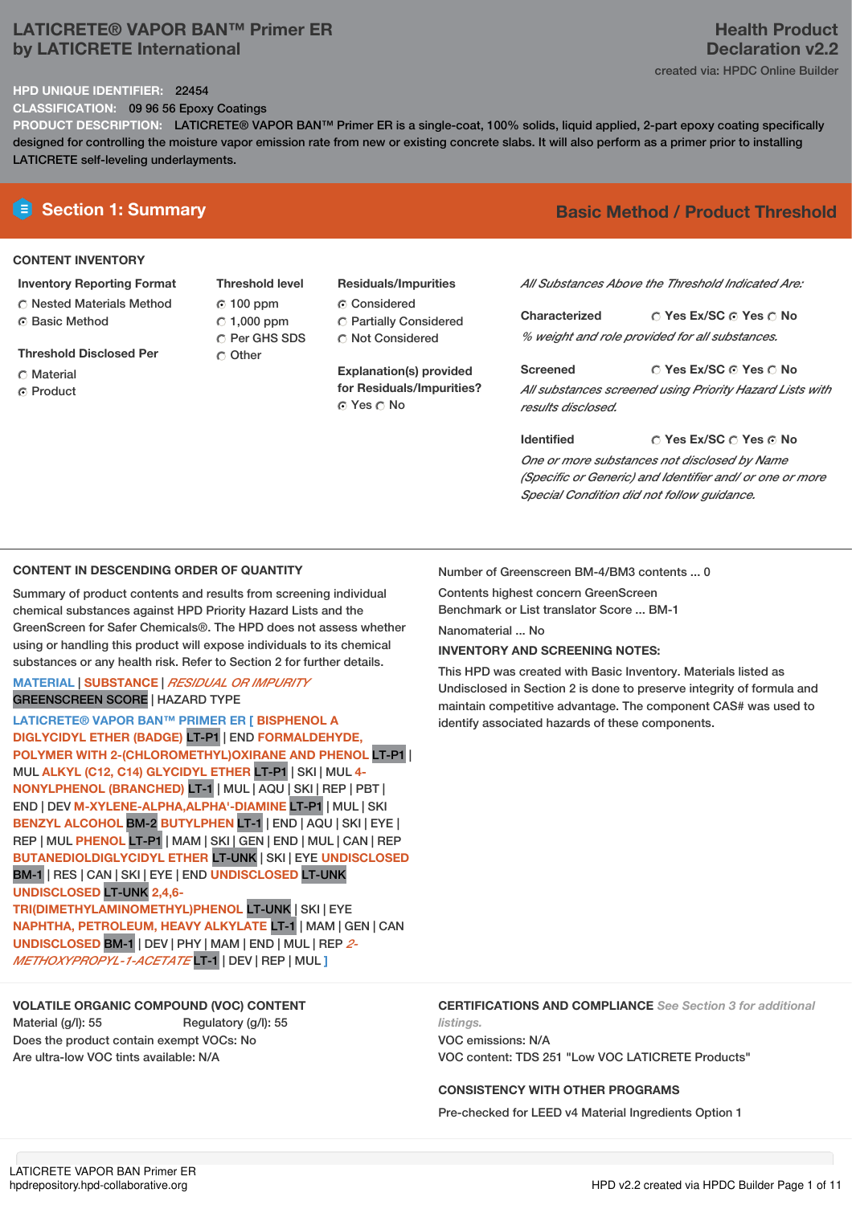# LATICRETE® VAPOR BAN™ Primer ER
by LATICRETE International

**Health Product Declaration v2.2**

created via: HPDC Online Builder

**HPD UNIQUE IDENTIFIER:** 22454

**CLASSIFICATION:** 09 96 56 Epoxy Coatings

**PRODUCT DESCRIPTION:** LATICRETE® VAPOR BAN™ Primer ER is a single-coat, 100% solids, liquid applied, 2-part epoxy coating specifically designed for controlling the moisture vapor emission rate from new or existing concrete slabs. It will also perform as a primer prior to installing LATICRETE self-leveling underlayments.

## Section 1: Summary

**Basic Method / Product Threshold**

### CONTENT INVENTORY

**Inventory Reporting Format**
- ○ Nested Materials Method
- ● Basic Method

**Threshold Disclosed Per**
- ○ Material
- ● Product

**Threshold level**
- ● 100 ppm
- ○ 1,000 ppm
- ○ Per GHS SDS
- ○ Other

**Residuals/Impurities**
- ● Considered
- ○ Partially Considered
- ○ Not Considered

**Explanation(s) provided for Residuals/Impurities?**
● Yes ○ No

*All Substances Above the Threshold Indicated Are:*

**Characterized** ○ Yes Ex/SC ● Yes ○ No
*% weight and role provided for all substances.*

**Screened** ○ Yes Ex/SC ● Yes ○ No
*All substances screened using Priority Hazard Lists with results disclosed.*

**Identified** ○ Yes Ex/SC ○ Yes ● No
*One or more substances not disclosed by Name (Specific or Generic) and Identifier and/ or one or more Special Condition did not follow guidance.*

### CONTENT IN DESCENDING ORDER OF QUANTITY

Summary of product contents and results from screening individual chemical substances against HPD Priority Hazard Lists and the GreenScreen for Safer Chemicals®. The HPD does not assess whether using or handling this product will expose individuals to its chemical substances or any health risk. Refer to Section 2 for further details.

MATERIAL | SUBSTANCE | *RESIDUAL OR IMPURITY*
GREENSCREEN SCORE | HAZARD TYPE

LATICRETE® VAPOR BAN™ PRIMER ER [ BISPHENOL A DIGLYCIDYL ETHER (BADGE) LT-P1 | END FORMALDEHYDE, POLYMER WITH 2-(CHLOROMETHYL)OXIRANE AND PHENOL LT-P1 | MUL ALKYL (C12, C14) GLYCIDYL ETHER LT-P1 | SKI | MUL 4-NONYLPHENOL (BRANCHED) LT-1 | MUL | AQU | SKI | REP | PBT | END | DEV M-XYLENE-ALPHA,ALPHA'-DIAMINE LT-P1 | MUL | SKI BENZYL ALCOHOL BM-2 BUTYLPHEN LT-1 | END | AQU | SKI | EYE | REP | MUL PHENOL LT-P1 | MAM | SKI | GEN | END | MUL | CAN | REP BUTANEDIOLDIGLYCIDYL ETHER LT-UNK | SKI | EYE UNDISCLOSED BM-1 | RES | CAN | SKI | EYE | END UNDISCLOSED LT-UNK UNDISCLOSED LT-UNK 2,4,6-TRI(DIMETHYLAMINOMETHYL)PHENOL LT-UNK | SKI | EYE NAPHTHA, PETROLEUM, HEAVY ALKYLATE LT-1 | MAM | GEN | CAN UNDISCLOSED BM-1 | DEV | PHY | MAM | END | MUL | REP *2-METHOXYPROPYL-1-ACETATE* LT-1 | DEV | REP | MUL ]

Number of Greenscreen BM-4/BM3 contents ... 0

Contents highest concern GreenScreen Benchmark or List translator Score ... BM-1

Nanomaterial ... No

**INVENTORY AND SCREENING NOTES:**

This HPD was created with Basic Inventory. Materials listed as Undisclosed in Section 2 is done to preserve integrity of formula and maintain competitive advantage. The component CAS# was used to identify associated hazards of these components.

### VOLATILE ORGANIC COMPOUND (VOC) CONTENT

Material (g/l): 55 Regulatory (g/l): 55

Does the product contain exempt VOCs: No

Are ultra-low VOC tints available: N/A

### CERTIFICATIONS AND COMPLIANCE *See Section 3 for additional listings.*

VOC emissions: N/A

VOC content: TDS 251 "Low VOC LATICRETE Products"

### CONSISTENCY WITH OTHER PROGRAMS

Pre-checked for LEED v4 Material Ingredients Option 1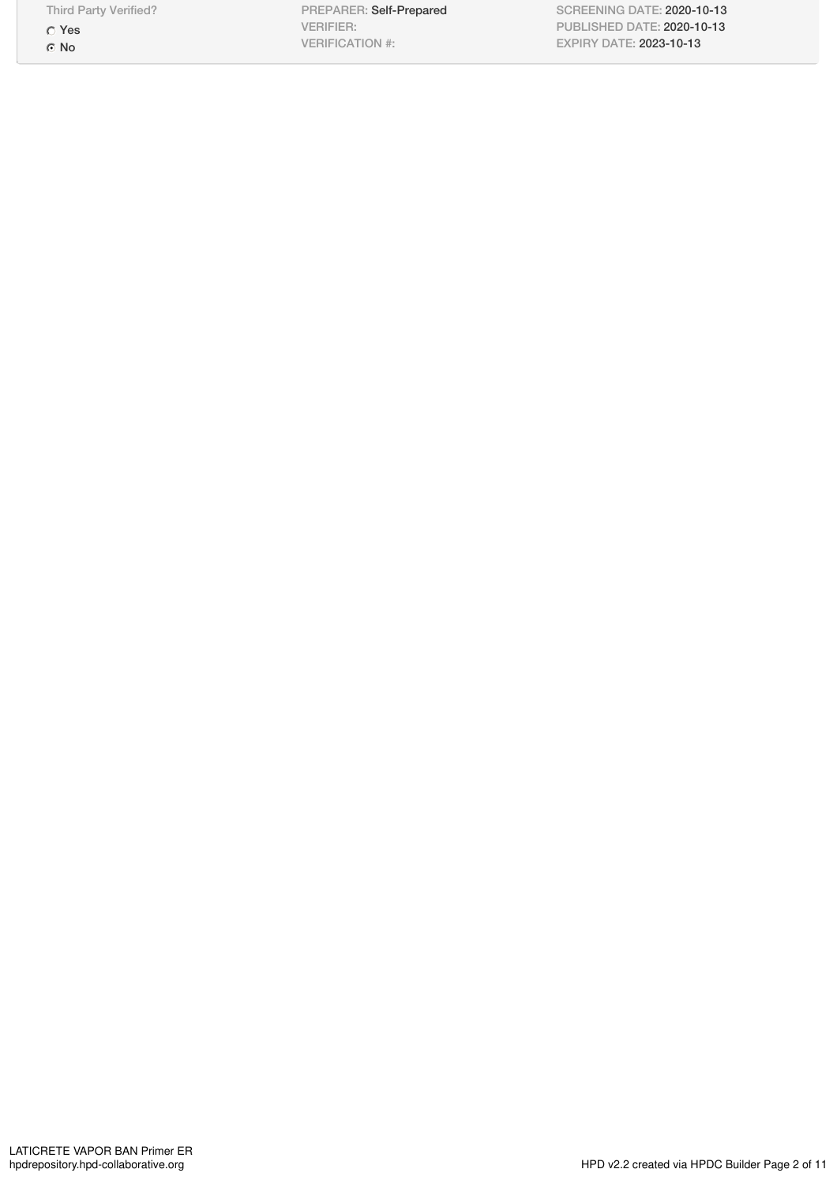| Third Party Verified? | PREPARER: Self-Prepared | SCREENING DATE: 2020-10-13 |
| --- | --- | --- |
| ○ Yes | VERIFIER: | PUBLISHED DATE: 2020-10-13 |
| ● No | VERIFICATION #: | EXPIRY DATE: 2023-10-13 |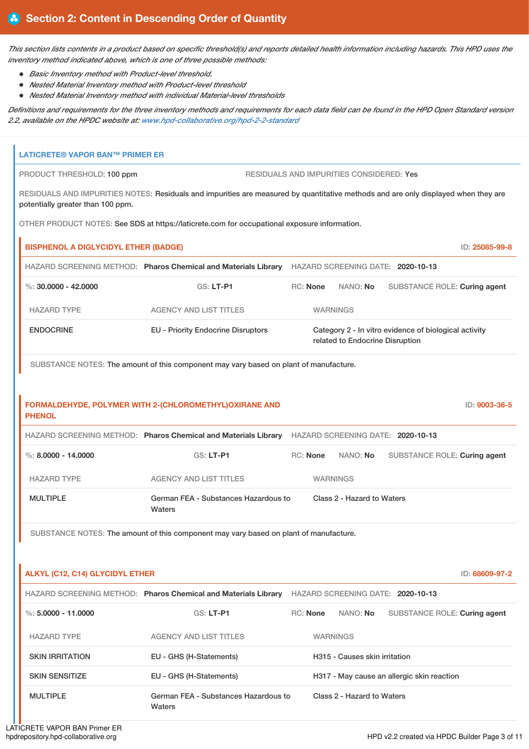## Section 2: Content in Descending Order of Quantity

*This section lists contents in a product based on specific threshold(s) and reports detailed health information including hazards. This HPD uses the inventory method indicated above, which is one of three possible methods:*

- *Basic Inventory method with Product-level threshold.*
- *Nested Material Inventory method with Product-level threshold*
- *Nested Material Inventory method with individual Material-level thresholds*

*Definitions and requirements for the three inventory methods and requirements for each data field can be found in the HPD Open Standard version 2.2, available on the HPDC website at: www.hpd-collaborative.org/hpd-2-2-standard*

### LATICRETE® VAPOR BAN™ PRIMER ER

PRODUCT THRESHOLD: 100 ppm

RESIDUALS AND IMPURITIES CONSIDERED: Yes

RESIDUALS AND IMPURITIES NOTES: Residuals and impurities are measured by quantitative methods and are only displayed when they are potentially greater than 100 ppm.

OTHER PRODUCT NOTES: See SDS at https://laticrete.com for occupational exposure information.

#### BISPHENOL A DIGLYCIDYL ETHER (BADGE)

ID: 25085-99-8

HAZARD SCREENING METHOD: **Pharos Chemical and Materials Library** HAZARD SCREENING DATE: **2020-10-13**

%: **30.0000 - 42.0000** GS: **LT-P1** RC: **None** NANO: **No** SUBSTANCE ROLE: **Curing agent**

| HAZARD TYPE | AGENCY AND LIST TITLES | WARNINGS |
|---|---|---|
| ENDOCRINE | EU - Priority Endocrine Disruptors | Category 2 - In vitro evidence of biological activity related to Endocrine Disruption |

SUBSTANCE NOTES: The amount of this component may vary based on plant of manufacture.

#### FORMALDEHYDE, POLYMER WITH 2-(CHLOROMETHYL)OXIRANE AND PHENOL

ID: 9003-36-5

HAZARD SCREENING METHOD: **Pharos Chemical and Materials Library** HAZARD SCREENING DATE: **2020-10-13**

%: **8.0000 - 14.0000** GS: **LT-P1** RC: **None** NANO: **No** SUBSTANCE ROLE: **Curing agent**

| HAZARD TYPE | AGENCY AND LIST TITLES | WARNINGS |
|---|---|---|
| MULTIPLE | German FEA - Substances Hazardous to Waters | Class 2 - Hazard to Waters |

SUBSTANCE NOTES: The amount of this component may vary based on plant of manufacture.

#### ALKYL (C12, C14) GLYCIDYL ETHER

ID: 68609-97-2

HAZARD SCREENING METHOD: **Pharos Chemical and Materials Library** HAZARD SCREENING DATE: **2020-10-13**

%: **5.0000 - 11.0000** GS: **LT-P1** RC: **None** NANO: **No** SUBSTANCE ROLE: **Curing agent**

| HAZARD TYPE | AGENCY AND LIST TITLES | WARNINGS |
|---|---|---|
| SKIN IRRITATION | EU - GHS (H-Statements) | H315 - Causes skin irritation |
| SKIN SENSITIZE | EU - GHS (H-Statements) | H317 - May cause an allergic skin reaction |
| MULTIPLE | German FEA - Substances Hazardous to Waters | Class 2 - Hazard to Waters |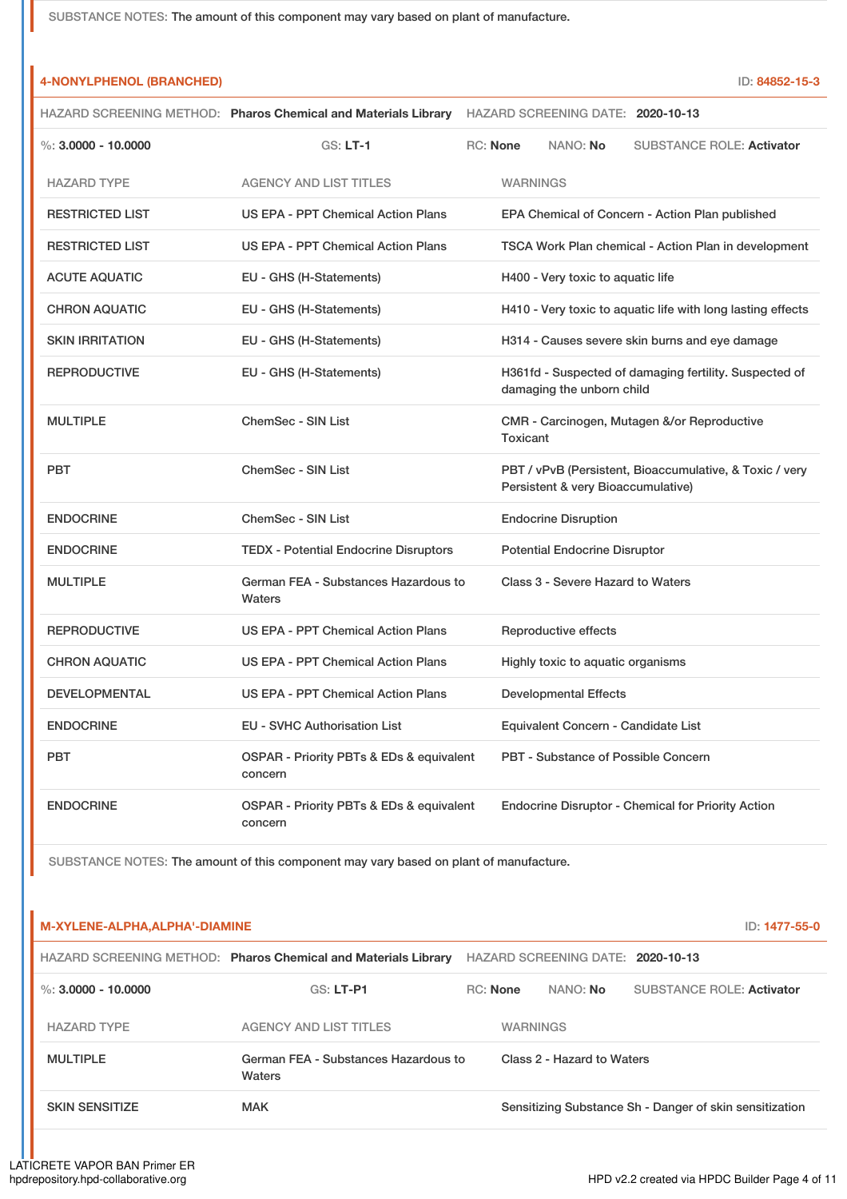SUBSTANCE NOTES: The amount of this component may vary based on plant of manufacture.

## 4-NONYLPHENOL (BRANCHED)

ID: 84852-15-3

HAZARD SCREENING METHOD: **Pharos Chemical and Materials Library** HAZARD SCREENING DATE: **2020-10-13**

%: **3.0000 - 10.0000** GS: **LT-1** RC: **None** NANO: **No** SUBSTANCE ROLE: **Activator**

| HAZARD TYPE | AGENCY AND LIST TITLES | WARNINGS |
|---|---|---|
| RESTRICTED LIST | US EPA - PPT Chemical Action Plans | EPA Chemical of Concern - Action Plan published |
| RESTRICTED LIST | US EPA - PPT Chemical Action Plans | TSCA Work Plan chemical - Action Plan in development |
| ACUTE AQUATIC | EU - GHS (H-Statements) | H400 - Very toxic to aquatic life |
| CHRON AQUATIC | EU - GHS (H-Statements) | H410 - Very toxic to aquatic life with long lasting effects |
| SKIN IRRITATION | EU - GHS (H-Statements) | H314 - Causes severe skin burns and eye damage |
| REPRODUCTIVE | EU - GHS (H-Statements) | H361fd - Suspected of damaging fertility. Suspected of damaging the unborn child |
| MULTIPLE | ChemSec - SIN List | CMR - Carcinogen, Mutagen &/or Reproductive Toxicant |
| PBT | ChemSec - SIN List | PBT / vPvB (Persistent, Bioaccumulative, & Toxic / very Persistent & very Bioaccumulative) |
| ENDOCRINE | ChemSec - SIN List | Endocrine Disruption |
| ENDOCRINE | TEDX - Potential Endocrine Disruptors | Potential Endocrine Disruptor |
| MULTIPLE | German FEA - Substances Hazardous to Waters | Class 3 - Severe Hazard to Waters |
| REPRODUCTIVE | US EPA - PPT Chemical Action Plans | Reproductive effects |
| CHRON AQUATIC | US EPA - PPT Chemical Action Plans | Highly toxic to aquatic organisms |
| DEVELOPMENTAL | US EPA - PPT Chemical Action Plans | Developmental Effects |
| ENDOCRINE | EU - SVHC Authorisation List | Equivalent Concern - Candidate List |
| PBT | OSPAR - Priority PBTs & EDs & equivalent concern | PBT - Substance of Possible Concern |
| ENDOCRINE | OSPAR - Priority PBTs & EDs & equivalent concern | Endocrine Disruptor - Chemical for Priority Action |

SUBSTANCE NOTES: The amount of this component may vary based on plant of manufacture.

## M-XYLENE-ALPHA,ALPHA'-DIAMINE

ID: 1477-55-0

HAZARD SCREENING METHOD: **Pharos Chemical and Materials Library** HAZARD SCREENING DATE: **2020-10-13**

%: **3.0000 - 10.0000** GS: **LT-P1** RC: **None** NANO: **No** SUBSTANCE ROLE: **Activator**

| HAZARD TYPE | AGENCY AND LIST TITLES | WARNINGS |
|---|---|---|
| MULTIPLE | German FEA - Substances Hazardous to Waters | Class 2 - Hazard to Waters |
| SKIN SENSITIZE | MAK | Sensitizing Substance Sh - Danger of skin sensitization |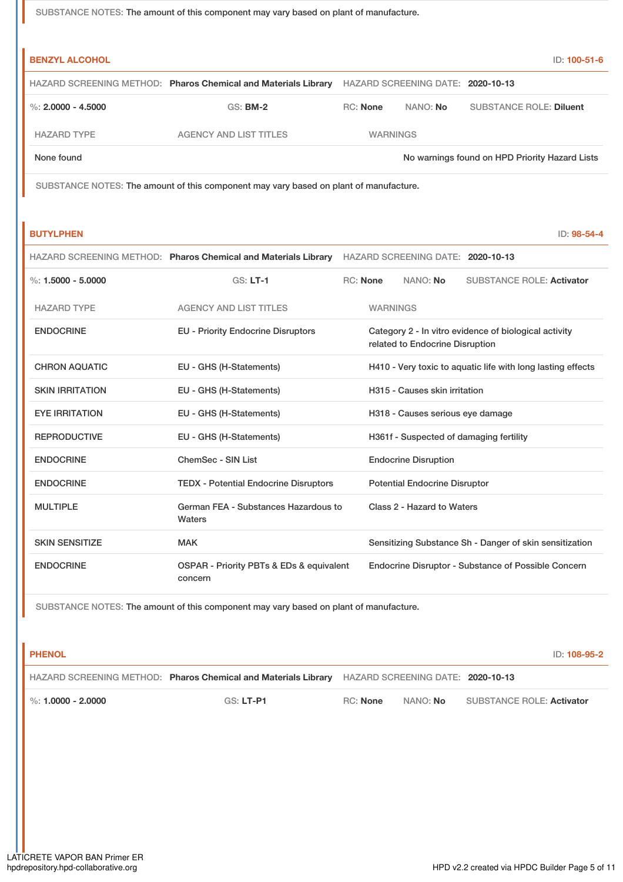SUBSTANCE NOTES: The amount of this component may vary based on plant of manufacture.

### BENZYL ALCOHOL

ID: 100-51-6

HAZARD SCREENING METHOD: **Pharos Chemical and Materials Library** HAZARD SCREENING DATE: **2020-10-13**

%: **2.0000 - 4.5000** GS: **BM-2** RC: **None** NANO: **No** SUBSTANCE ROLE: **Diluent**

| HAZARD TYPE | AGENCY AND LIST TITLES | WARNINGS |
|---|---|---|
| None found | | No warnings found on HPD Priority Hazard Lists |

SUBSTANCE NOTES: The amount of this component may vary based on plant of manufacture.

### BUTYLPHEN

ID: 98-54-4

HAZARD SCREENING METHOD: **Pharos Chemical and Materials Library** HAZARD SCREENING DATE: **2020-10-13**

%: **1.5000 - 5.0000** GS: **LT-1** RC: **None** NANO: **No** SUBSTANCE ROLE: **Activator**

| HAZARD TYPE | AGENCY AND LIST TITLES | WARNINGS |
|---|---|---|
| ENDOCRINE | EU - Priority Endocrine Disruptors | Category 2 - In vitro evidence of biological activity related to Endocrine Disruption |
| CHRON AQUATIC | EU - GHS (H-Statements) | H410 - Very toxic to aquatic life with long lasting effects |
| SKIN IRRITATION | EU - GHS (H-Statements) | H315 - Causes skin irritation |
| EYE IRRITATION | EU - GHS (H-Statements) | H318 - Causes serious eye damage |
| REPRODUCTIVE | EU - GHS (H-Statements) | H361f - Suspected of damaging fertility |
| ENDOCRINE | ChemSec - SIN List | Endocrine Disruption |
| ENDOCRINE | TEDX - Potential Endocrine Disruptors | Potential Endocrine Disruptor |
| MULTIPLE | German FEA - Substances Hazardous to Waters | Class 2 - Hazard to Waters |
| SKIN SENSITIZE | MAK | Sensitizing Substance Sh - Danger of skin sensitization |
| ENDOCRINE | OSPAR - Priority PBTs & EDs & equivalent concern | Endocrine Disruptor - Substance of Possible Concern |

SUBSTANCE NOTES: The amount of this component may vary based on plant of manufacture.

### PHENOL

ID: 108-95-2

HAZARD SCREENING METHOD: **Pharos Chemical and Materials Library** HAZARD SCREENING DATE: **2020-10-13**

%: **1.0000 - 2.0000** GS: **LT-P1** RC: **None** NANO: **No** SUBSTANCE ROLE: **Activator**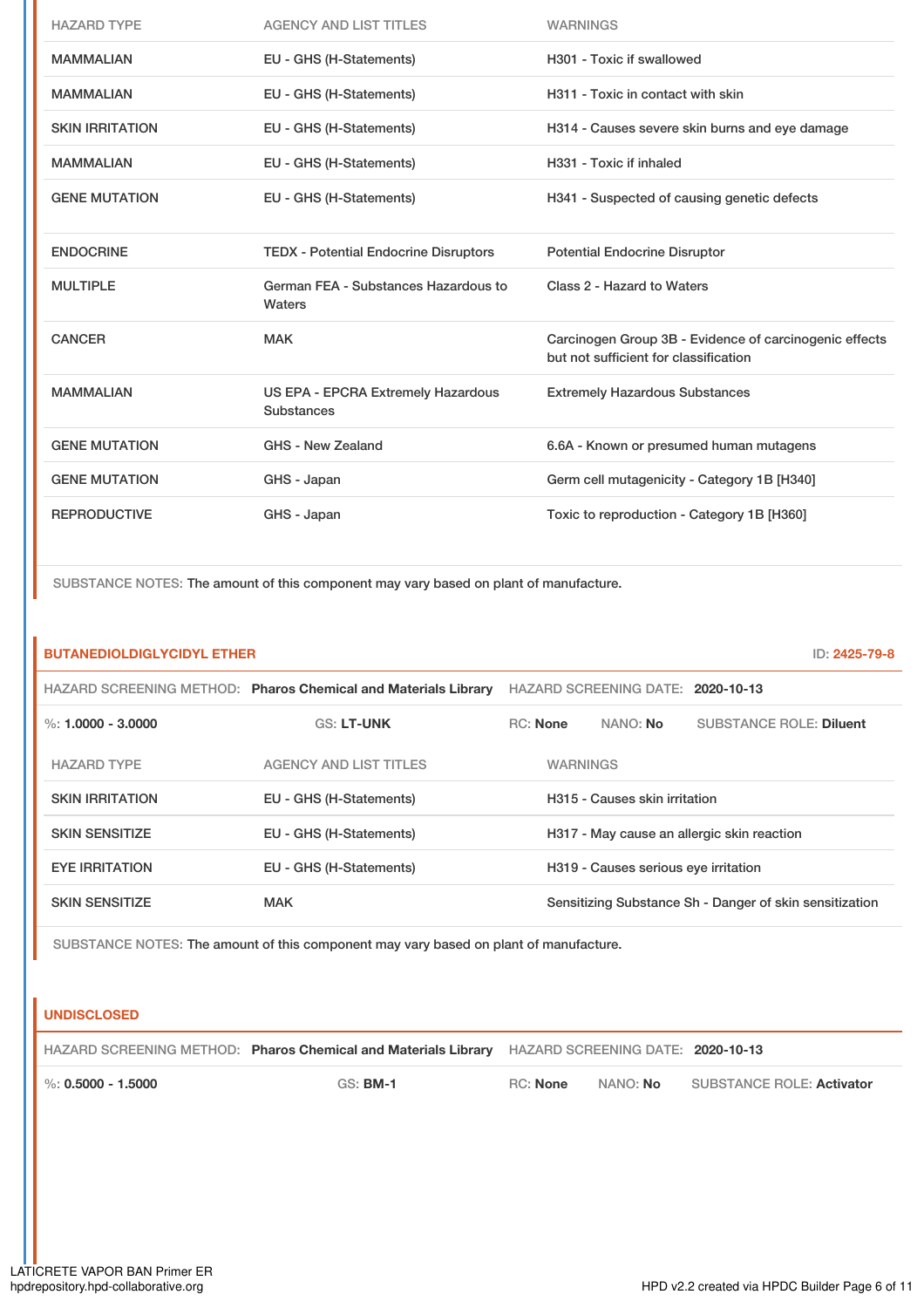| HAZARD TYPE | AGENCY AND LIST TITLES | WARNINGS |
| --- | --- | --- |
| MAMMALIAN | EU - GHS (H-Statements) | H301 - Toxic if swallowed |
| MAMMALIAN | EU - GHS (H-Statements) | H311 - Toxic in contact with skin |
| SKIN IRRITATION | EU - GHS (H-Statements) | H314 - Causes severe skin burns and eye damage |
| MAMMALIAN | EU - GHS (H-Statements) | H331 - Toxic if inhaled |
| GENE MUTATION | EU - GHS (H-Statements) | H341 - Suspected of causing genetic defects |
| ENDOCRINE | TEDX - Potential Endocrine Disruptors | Potential Endocrine Disruptor |
| MULTIPLE | German FEA - Substances Hazardous to Waters | Class 2 - Hazard to Waters |
| CANCER | MAK | Carcinogen Group 3B - Evidence of carcinogenic effects but not sufficient for classification |
| MAMMALIAN | US EPA - EPCRA Extremely Hazardous Substances | Extremely Hazardous Substances |
| GENE MUTATION | GHS - New Zealand | 6.6A - Known or presumed human mutagens |
| GENE MUTATION | GHS - Japan | Germ cell mutagenicity - Category 1B [H340] |
| REPRODUCTIVE | GHS - Japan | Toxic to reproduction - Category 1B [H360] |

SUBSTANCE NOTES: The amount of this component may vary based on plant of manufacture.

### BUTANEDIOLDIGLYCIDYL ETHER

ID: 2425-79-8

HAZARD SCREENING METHOD: **Pharos Chemical and Materials Library** HAZARD SCREENING DATE: **2020-10-13**

%: **1.0000 - 3.0000** GS: **LT-UNK** RC: **None** NANO: **No** SUBSTANCE ROLE: **Diluent**

| HAZARD TYPE | AGENCY AND LIST TITLES | WARNINGS |
| --- | --- | --- |
| SKIN IRRITATION | EU - GHS (H-Statements) | H315 - Causes skin irritation |
| SKIN SENSITIZE | EU - GHS (H-Statements) | H317 - May cause an allergic skin reaction |
| EYE IRRITATION | EU - GHS (H-Statements) | H319 - Causes serious eye irritation |
| SKIN SENSITIZE | MAK | Sensitizing Substance Sh - Danger of skin sensitization |

SUBSTANCE NOTES: The amount of this component may vary based on plant of manufacture.

### UNDISCLOSED

HAZARD SCREENING METHOD: **Pharos Chemical and Materials Library** HAZARD SCREENING DATE: **2020-10-13**

%: **0.5000 - 1.5000** GS: **BM-1** RC: **None** NANO: **No** SUBSTANCE ROLE: **Activator**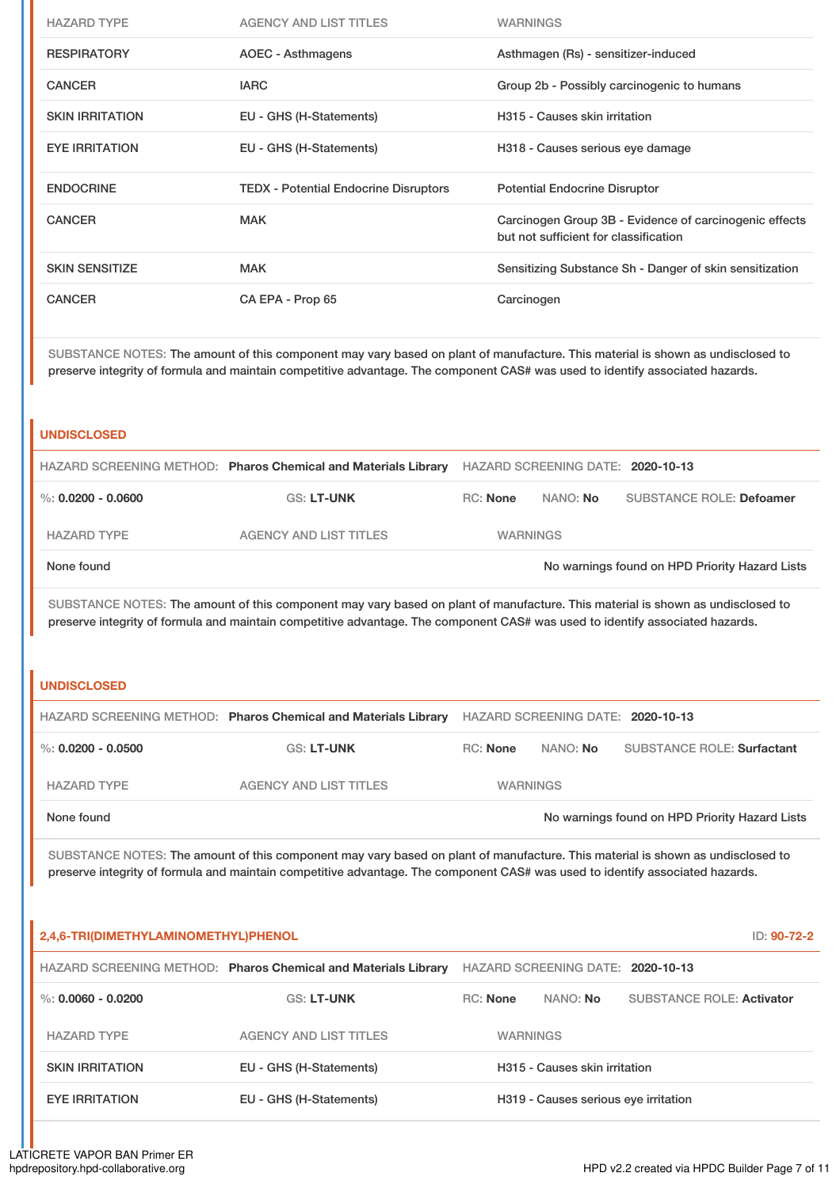| HAZARD TYPE | AGENCY AND LIST TITLES | WARNINGS |
|---|---|---|
| RESPIRATORY | AOEC - Asthmagens | Asthmagen (Rs) - sensitizer-induced |
| CANCER | IARC | Group 2b - Possibly carcinogenic to humans |
| SKIN IRRITATION | EU - GHS (H-Statements) | H315 - Causes skin irritation |
| EYE IRRITATION | EU - GHS (H-Statements) | H318 - Causes serious eye damage |
| ENDOCRINE | TEDX - Potential Endocrine Disruptors | Potential Endocrine Disruptor |
| CANCER | MAK | Carcinogen Group 3B - Evidence of carcinogenic effects but not sufficient for classification |
| SKIN SENSITIZE | MAK | Sensitizing Substance Sh - Danger of skin sensitization |
| CANCER | CA EPA - Prop 65 | Carcinogen |

SUBSTANCE NOTES: The amount of this component may vary based on plant of manufacture. This material is shown as undisclosed to preserve integrity of formula and maintain competitive advantage. The component CAS# was used to identify associated hazards.

## UNDISCLOSED

HAZARD SCREENING METHOD: **Pharos Chemical and Materials Library** HAZARD SCREENING DATE: **2020-10-13**

%: **0.0200 - 0.0600** GS: **LT-UNK** RC: **None** NANO: **No** SUBSTANCE ROLE: **Defoamer**

| HAZARD TYPE | AGENCY AND LIST TITLES | WARNINGS |
|---|---|---|
| None found | | No warnings found on HPD Priority Hazard Lists |

SUBSTANCE NOTES: The amount of this component may vary based on plant of manufacture. This material is shown as undisclosed to preserve integrity of formula and maintain competitive advantage. The component CAS# was used to identify associated hazards.

## UNDISCLOSED

HAZARD SCREENING METHOD: **Pharos Chemical and Materials Library** HAZARD SCREENING DATE: **2020-10-13**

%: **0.0200 - 0.0500** GS: **LT-UNK** RC: **None** NANO: **No** SUBSTANCE ROLE: **Surfactant**

| HAZARD TYPE | AGENCY AND LIST TITLES | WARNINGS |
|---|---|---|
| None found | | No warnings found on HPD Priority Hazard Lists |

SUBSTANCE NOTES: The amount of this component may vary based on plant of manufacture. This material is shown as undisclosed to preserve integrity of formula and maintain competitive advantage. The component CAS# was used to identify associated hazards.

## 2,4,6-TRI(DIMETHYLAMINOMETHYL)PHENOL

ID: **90-72-2**

HAZARD SCREENING METHOD: **Pharos Chemical and Materials Library** HAZARD SCREENING DATE: **2020-10-13**

%: **0.0060 - 0.0200** GS: **LT-UNK** RC: **None** NANO: **No** SUBSTANCE ROLE: **Activator**

| HAZARD TYPE | AGENCY AND LIST TITLES | WARNINGS |
|---|---|---|
| SKIN IRRITATION | EU - GHS (H-Statements) | H315 - Causes skin irritation |
| EYE IRRITATION | EU - GHS (H-Statements) | H319 - Causes serious eye irritation |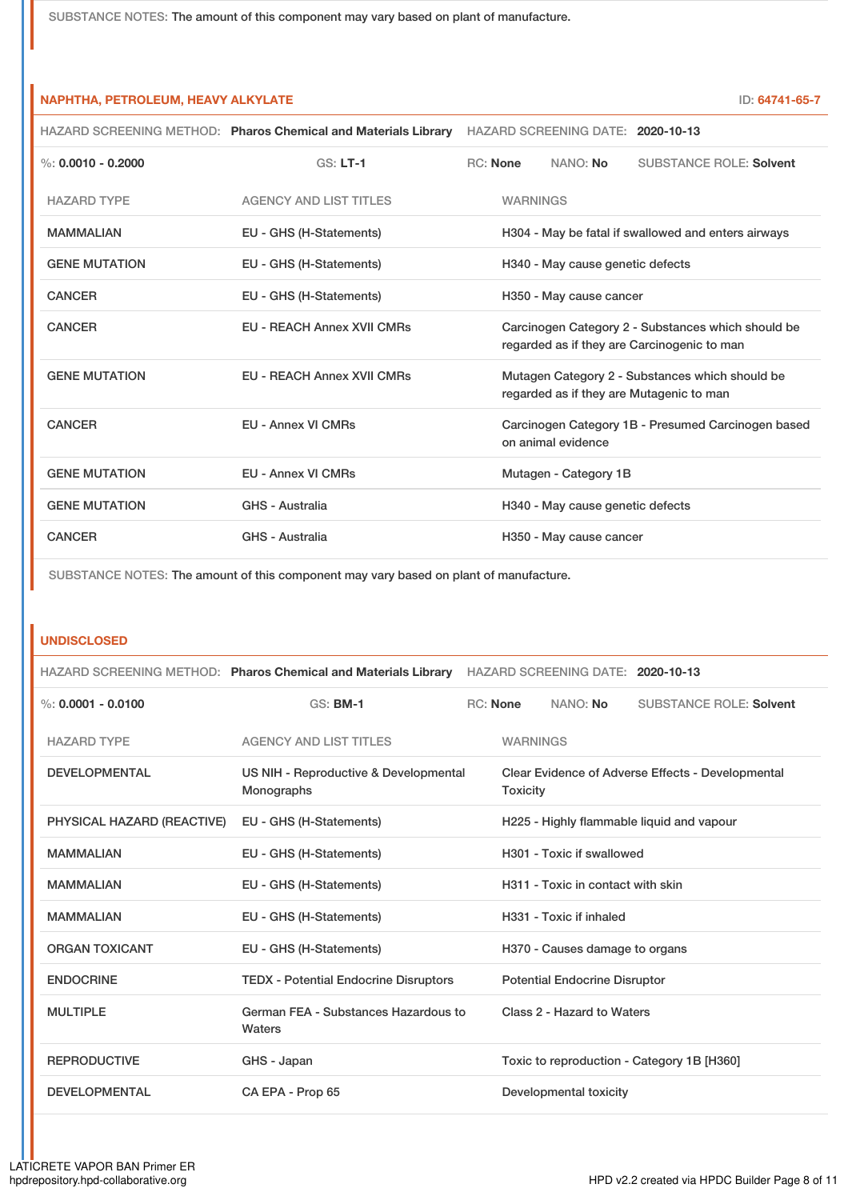SUBSTANCE NOTES: The amount of this component may vary based on plant of manufacture.

### NAPHTHA, PETROLEUM, HEAVY ALKYLATE

ID: 64741-65-7

HAZARD SCREENING METHOD: **Pharos Chemical and Materials Library** HAZARD SCREENING DATE: **2020-10-13**

%: **0.0010 - 0.2000** GS: **LT-1** RC: **None** NANO: **No** SUBSTANCE ROLE: **Solvent**

| HAZARD TYPE | AGENCY AND LIST TITLES | WARNINGS |
|---|---|---|
| MAMMALIAN | EU - GHS (H-Statements) | H304 - May be fatal if swallowed and enters airways |
| GENE MUTATION | EU - GHS (H-Statements) | H340 - May cause genetic defects |
| CANCER | EU - GHS (H-Statements) | H350 - May cause cancer |
| CANCER | EU - REACH Annex XVII CMRs | Carcinogen Category 2 - Substances which should be regarded as if they are Carcinogenic to man |
| GENE MUTATION | EU - REACH Annex XVII CMRs | Mutagen Category 2 - Substances which should be regarded as if they are Mutagenic to man |
| CANCER | EU - Annex VI CMRs | Carcinogen Category 1B - Presumed Carcinogen based on animal evidence |
| GENE MUTATION | EU - Annex VI CMRs | Mutagen - Category 1B |
| GENE MUTATION | GHS - Australia | H340 - May cause genetic defects |
| CANCER | GHS - Australia | H350 - May cause cancer |

SUBSTANCE NOTES: The amount of this component may vary based on plant of manufacture.

### UNDISCLOSED

HAZARD SCREENING METHOD: **Pharos Chemical and Materials Library** HAZARD SCREENING DATE: **2020-10-13**

%: **0.0001 - 0.0100** GS: **BM-1** RC: **None** NANO: **No** SUBSTANCE ROLE: **Solvent**

| HAZARD TYPE | AGENCY AND LIST TITLES | WARNINGS |
|---|---|---|
| DEVELOPMENTAL | US NIH - Reproductive & Developmental Monographs | Clear Evidence of Adverse Effects - Developmental Toxicity |
| PHYSICAL HAZARD (REACTIVE) | EU - GHS (H-Statements) | H225 - Highly flammable liquid and vapour |
| MAMMALIAN | EU - GHS (H-Statements) | H301 - Toxic if swallowed |
| MAMMALIAN | EU - GHS (H-Statements) | H311 - Toxic in contact with skin |
| MAMMALIAN | EU - GHS (H-Statements) | H331 - Toxic if inhaled |
| ORGAN TOXICANT | EU - GHS (H-Statements) | H370 - Causes damage to organs |
| ENDOCRINE | TEDX - Potential Endocrine Disruptors | Potential Endocrine Disruptor |
| MULTIPLE | German FEA - Substances Hazardous to Waters | Class 2 - Hazard to Waters |
| REPRODUCTIVE | GHS - Japan | Toxic to reproduction - Category 1B [H360] |
| DEVELOPMENTAL | CA EPA - Prop 65 | Developmental toxicity |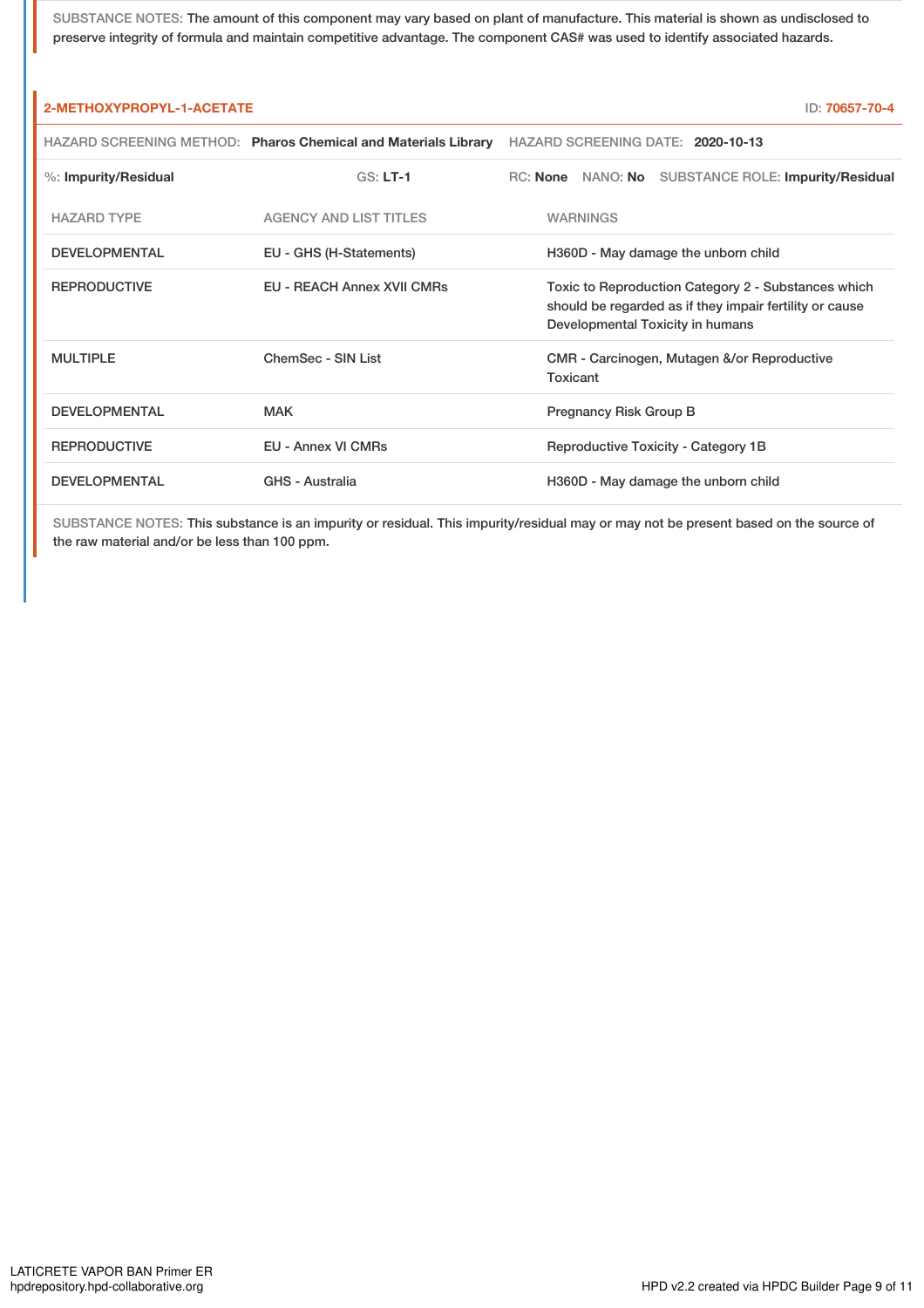SUBSTANCE NOTES: The amount of this component may vary based on plant of manufacture. This material is shown as undisclosed to preserve integrity of formula and maintain competitive advantage. The component CAS# was used to identify associated hazards.

## 2-METHOXYPROPYL-1-ACETATE

ID: 70657-70-4

HAZARD SCREENING METHOD: **Pharos Chemical and Materials Library** HAZARD SCREENING DATE: **2020-10-13**

%: **Impurity/Residual** GS: **LT-1** RC: **None** NANO: **No** SUBSTANCE ROLE: **Impurity/Residual**

| HAZARD TYPE | AGENCY AND LIST TITLES | WARNINGS |
|---|---|---|
| DEVELOPMENTAL | EU - GHS (H-Statements) | H360D - May damage the unborn child |
| REPRODUCTIVE | EU - REACH Annex XVII CMRs | Toxic to Reproduction Category 2 - Substances which should be regarded as if they impair fertility or cause Developmental Toxicity in humans |
| MULTIPLE | ChemSec - SIN List | CMR - Carcinogen, Mutagen &/or Reproductive Toxicant |
| DEVELOPMENTAL | MAK | Pregnancy Risk Group B |
| REPRODUCTIVE | EU - Annex VI CMRs | Reproductive Toxicity - Category 1B |
| DEVELOPMENTAL | GHS - Australia | H360D - May damage the unborn child |

SUBSTANCE NOTES: This substance is an impurity or residual. This impurity/residual may or may not be present based on the source of the raw material and/or be less than 100 ppm.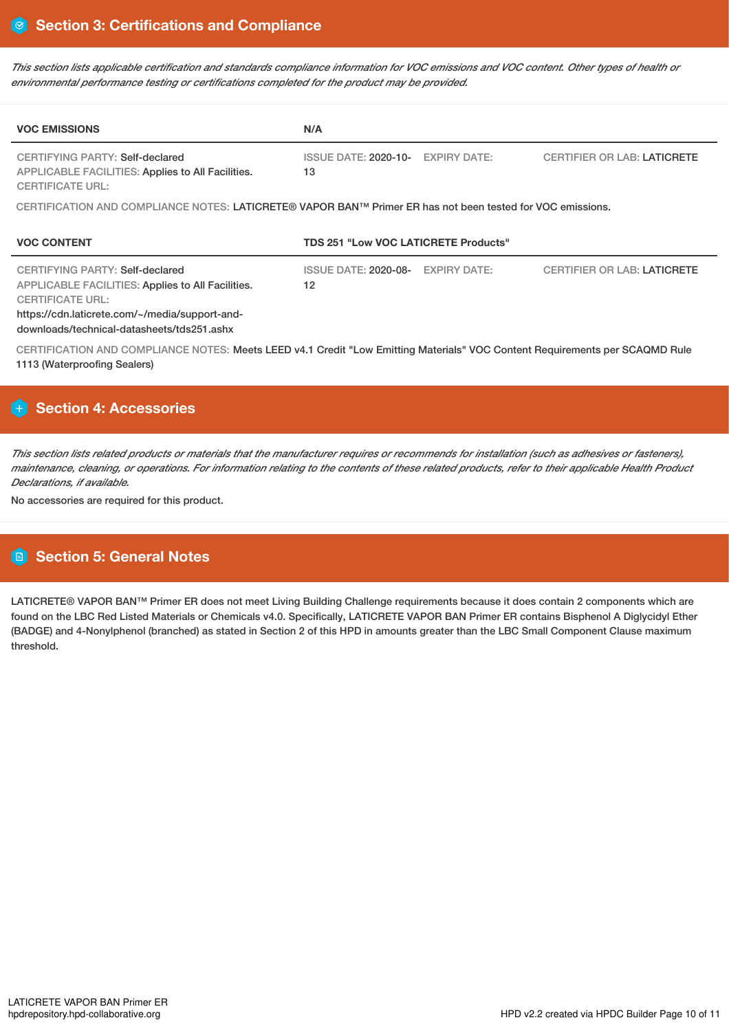## Section 3: Certifications and Compliance

*This section lists applicable certification and standards compliance information for VOC emissions and VOC content. Other types of health or environmental performance testing or certifications completed for the product may be provided.*

| VOC EMISSIONS | N/A | | |
|---|---|---|---|
| CERTIFYING PARTY: Self-declared<br>APPLICABLE FACILITIES: Applies to All Facilities.<br>CERTIFICATE URL: | ISSUE DATE: 2020-10-13 | EXPIRY DATE: | CERTIFIER OR LAB: LATICRETE |

CERTIFICATION AND COMPLIANCE NOTES: LATICRETE® VAPOR BAN™ Primer ER has not been tested for VOC emissions.

| VOC CONTENT | TDS 251 "Low VOC LATICRETE Products" | | |
|---|---|---|---|
| CERTIFYING PARTY: Self-declared<br>APPLICABLE FACILITIES: Applies to All Facilities.<br>CERTIFICATE URL:<br>https://cdn.laticrete.com/~/media/support-and-downloads/technical-datasheets/tds251.ashx | ISSUE DATE: 2020-08-12 | EXPIRY DATE: | CERTIFIER OR LAB: LATICRETE |

CERTIFICATION AND COMPLIANCE NOTES: Meets LEED v4.1 Credit "Low Emitting Materials" VOC Content Requirements per SCAQMD Rule 1113 (Waterproofing Sealers)

## Section 4: Accessories

*This section lists related products or materials that the manufacturer requires or recommends for installation (such as adhesives or fasteners), maintenance, cleaning, or operations. For information relating to the contents of these related products, refer to their applicable Health Product Declarations, if available.*

No accessories are required for this product.

## Section 5: General Notes

LATICRETE® VAPOR BAN™ Primer ER does not meet Living Building Challenge requirements because it does contain 2 components which are found on the LBC Red Listed Materials or Chemicals v4.0. Specifically, LATICRETE VAPOR BAN Primer ER contains Bisphenol A Diglycidyl Ether (BADGE) and 4-Nonylphenol (branched) as stated in Section 2 of this HPD in amounts greater than the LBC Small Component Clause maximum threshold.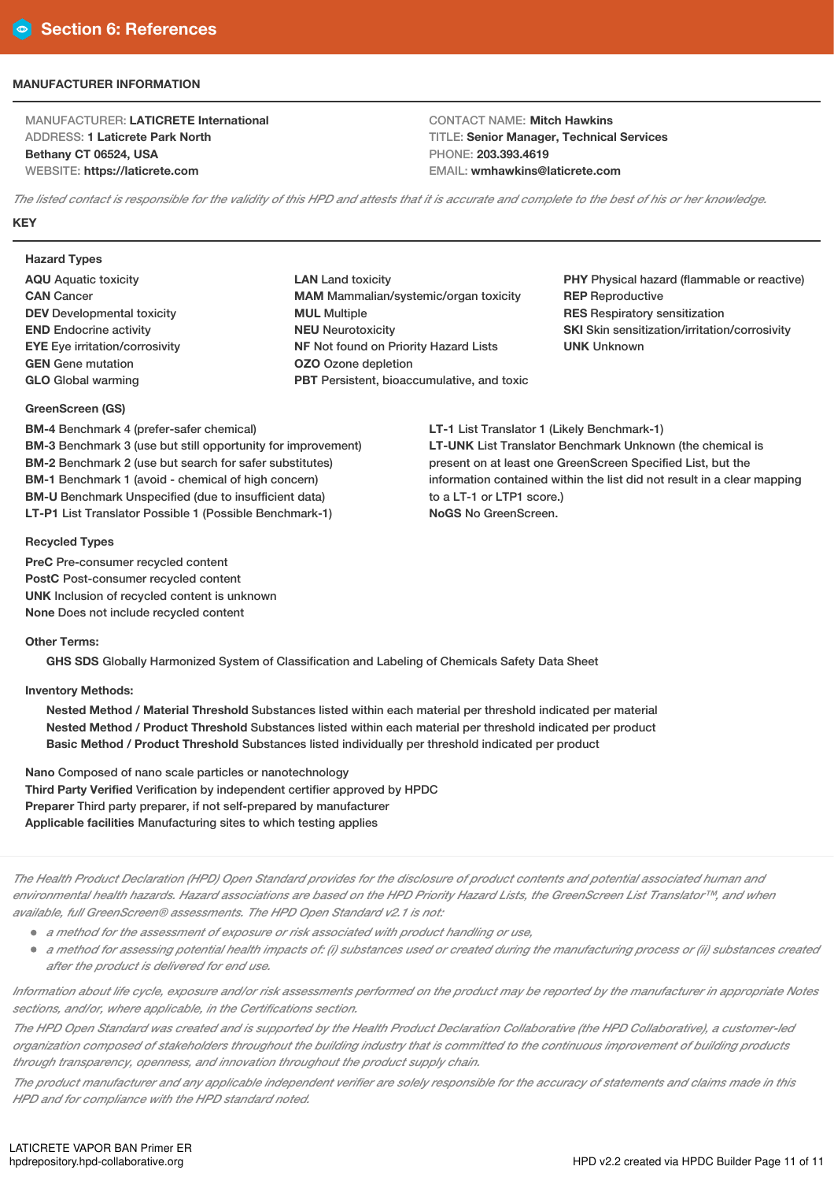# Section 6: References

## MANUFACTURER INFORMATION

MANUFACTURER: **LATICRETE International**
ADDRESS: **1 Laticrete Park North**
**Bethany CT 06524, USA**
WEBSITE: **https://laticrete.com**

CONTACT NAME: **Mitch Hawkins**
TITLE: **Senior Manager, Technical Services**
PHONE: **203.393.4619**
EMAIL: **wmhawkins@laticrete.com**

*The listed contact is responsible for the validity of this HPD and attests that it is accurate and complete to the best of his or her knowledge.*

## KEY

### Hazard Types

**AQU** Aquatic toxicity
**CAN** Cancer
**DEV** Developmental toxicity
**END** Endocrine activity
**EYE** Eye irritation/corrosivity
**GEN** Gene mutation
**GLO** Global warming
**LAN** Land toxicity
**MAM** Mammalian/systemic/organ toxicity
**MUL** Multiple
**NEU** Neurotoxicity
**NF** Not found on Priority Hazard Lists
**OZO** Ozone depletion
**PBT** Persistent, bioaccumulative, and toxic
**PHY** Physical hazard (flammable or reactive)
**REP** Reproductive
**RES** Respiratory sensitization
**SKI** Skin sensitization/irritation/corrosivity
**UNK** Unknown

### GreenScreen (GS)

**BM-4** Benchmark 4 (prefer-safer chemical)
**BM-3** Benchmark 3 (use but still opportunity for improvement)
**BM-2** Benchmark 2 (use but search for safer substitutes)
**BM-1** Benchmark 1 (avoid - chemical of high concern)
**BM-U** Benchmark Unspecified (due to insufficient data)
**LT-P1** List Translator Possible 1 (Possible Benchmark-1)
**LT-1** List Translator 1 (Likely Benchmark-1)
**LT-UNK** List Translator Benchmark Unknown (the chemical is present on at least one GreenScreen Specified List, but the information contained within the list did not result in a clear mapping to a LT-1 or LTP1 score.)
**NoGS** No GreenScreen.

### Recycled Types

**PreC** Pre-consumer recycled content
**PostC** Post-consumer recycled content
**UNK** Inclusion of recycled content is unknown
**None** Does not include recycled content

### Other Terms:

**GHS SDS** Globally Harmonized System of Classification and Labeling of Chemicals Safety Data Sheet

### Inventory Methods:

**Nested Method / Material Threshold** Substances listed within each material per threshold indicated per material
**Nested Method / Product Threshold** Substances listed within each material per threshold indicated per product
**Basic Method / Product Threshold** Substances listed individually per threshold indicated per product

**Nano** Composed of nano scale particles or nanotechnology
**Third Party Verified** Verification by independent certifier approved by HPDC
**Preparer** Third party preparer, if not self-prepared by manufacturer
**Applicable facilities** Manufacturing sites to which testing applies

*The Health Product Declaration (HPD) Open Standard provides for the disclosure of product contents and potential associated human and environmental health hazards. Hazard associations are based on the HPD Priority Hazard Lists, the GreenScreen List Translator™, and when available, full GreenScreen® assessments. The HPD Open Standard v2.1 is not:*

- *a method for the assessment of exposure or risk associated with product handling or use,*
- *a method for assessing potential health impacts of: (i) substances used or created during the manufacturing process or (ii) substances created after the product is delivered for end use.*

*Information about life cycle, exposure and/or risk assessments performed on the product may be reported by the manufacturer in appropriate Notes sections, and/or, where applicable, in the Certifications section.*

*The HPD Open Standard was created and is supported by the Health Product Declaration Collaborative (the HPD Collaborative), a customer-led organization composed of stakeholders throughout the building industry that is committed to the continuous improvement of building products through transparency, openness, and innovation throughout the product supply chain.*

*The product manufacturer and any applicable independent verifier are solely responsible for the accuracy of statements and claims made in this HPD and for compliance with the HPD standard noted.*